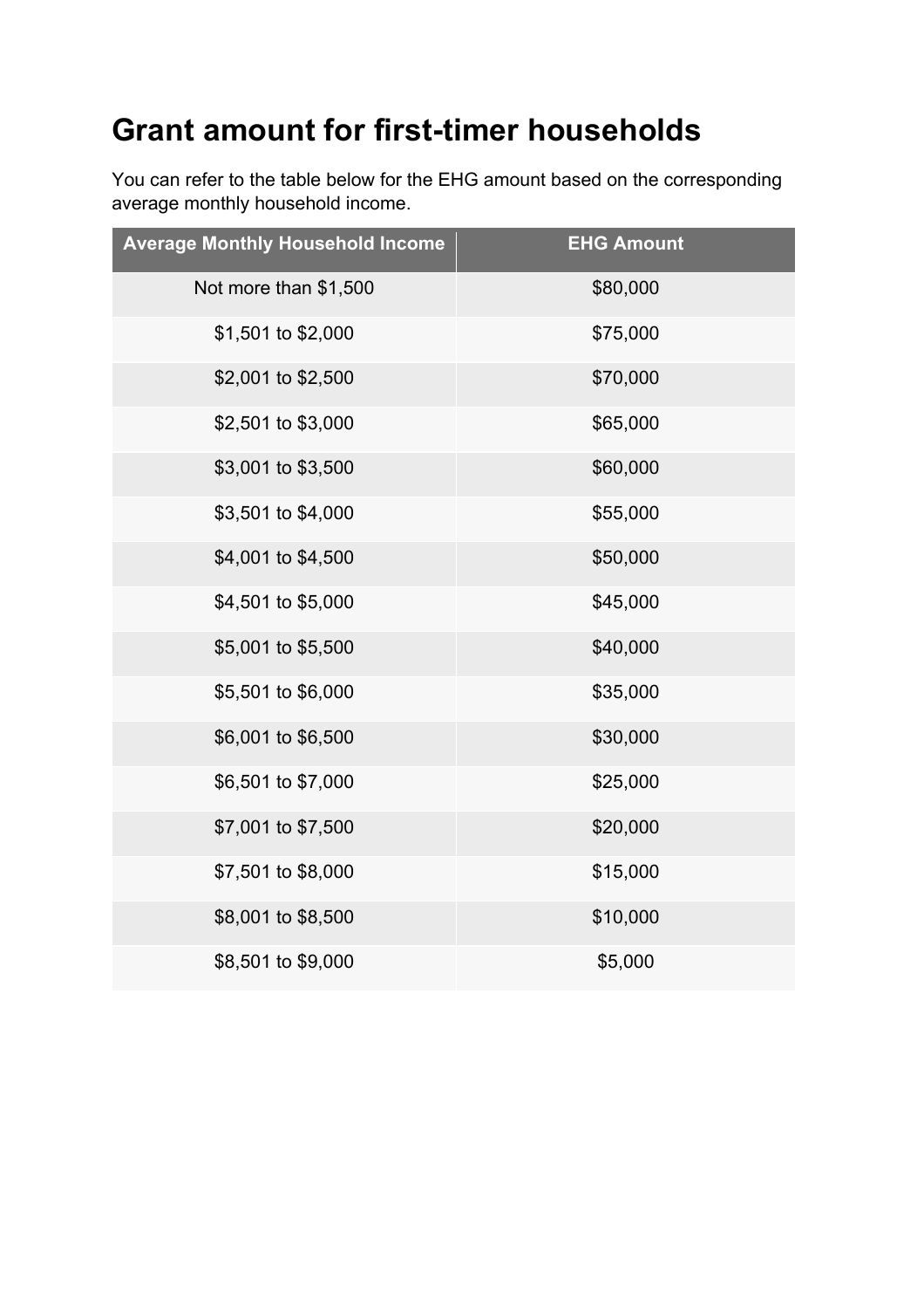# Grant amount for first-timer households

You can refer to the table below for the EHG amount based on the corresponding average monthly household income.

| Average Monthly Household Income | EHG Amount |
| --- | --- |
| Not more than $1,500 | $80,000 |
| $1,501 to $2,000 | $75,000 |
| $2,001 to $2,500 | $70,000 |
| $2,501 to $3,000 | $65,000 |
| $3,001 to $3,500 | $60,000 |
| $3,501 to $4,000 | $55,000 |
| $4,001 to $4,500 | $50,000 |
| $4,501 to $5,000 | $45,000 |
| $5,001 to $5,500 | $40,000 |
| $5,501 to $6,000 | $35,000 |
| $6,001 to $6,500 | $30,000 |
| $6,501 to $7,000 | $25,000 |
| $7,001 to $7,500 | $20,000 |
| $7,501 to $8,000 | $15,000 |
| $8,001 to $8,500 | $10,000 |
| $8,501 to $9,000 | $5,000 |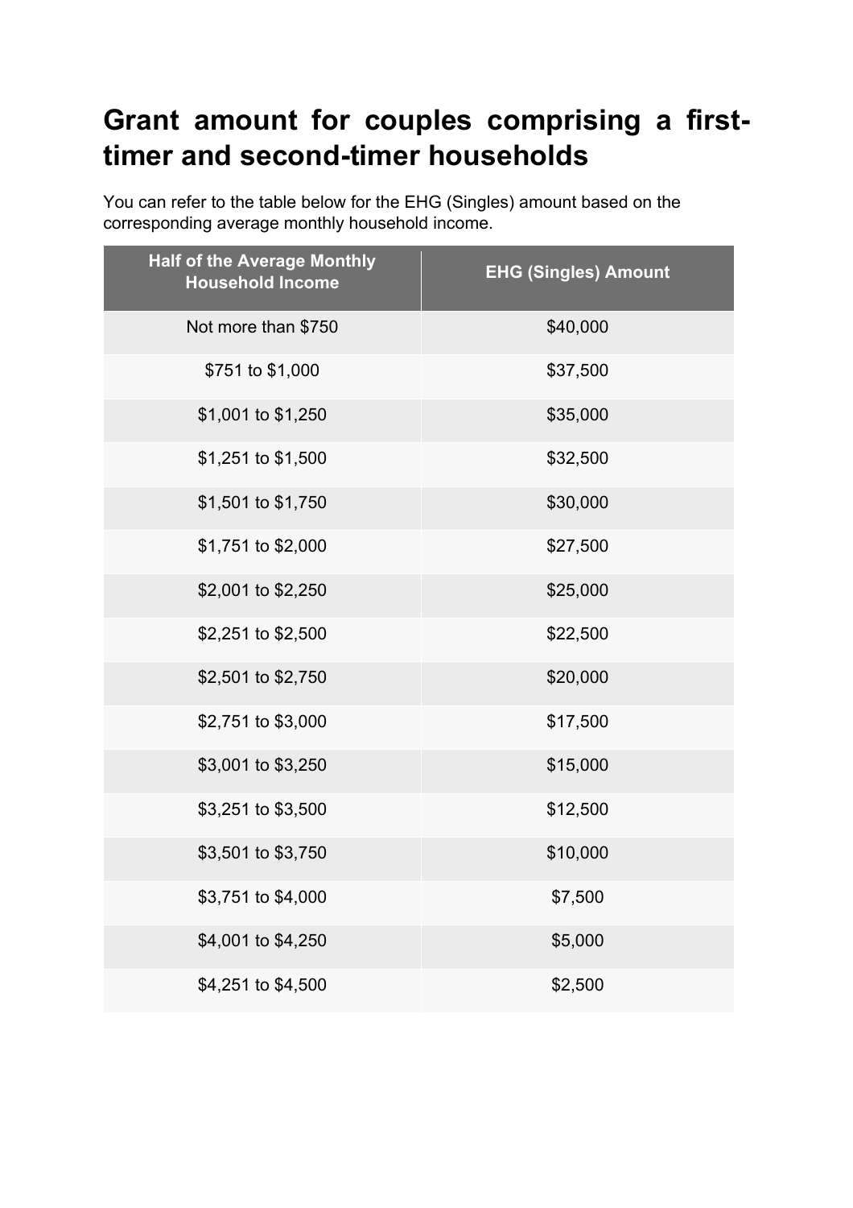# Grant amount for couples comprising a first-timer and second-timer households

You can refer to the table below for the EHG (Singles) amount based on the corresponding average monthly household income.

| Half of the Average Monthly Household Income | EHG (Singles) Amount |
|---|---|
| Not more than $750 | $40,000 |
| $751 to $1,000 | $37,500 |
| $1,001 to $1,250 | $35,000 |
| $1,251 to $1,500 | $32,500 |
| $1,501 to $1,750 | $30,000 |
| $1,751 to $2,000 | $27,500 |
| $2,001 to $2,250 | $25,000 |
| $2,251 to $2,500 | $22,500 |
| $2,501 to $2,750 | $20,000 |
| $2,751 to $3,000 | $17,500 |
| $3,001 to $3,250 | $15,000 |
| $3,251 to $3,500 | $12,500 |
| $3,501 to $3,750 | $10,000 |
| $3,751 to $4,000 | $7,500 |
| $4,001 to $4,250 | $5,000 |
| $4,251 to $4,500 | $2,500 |